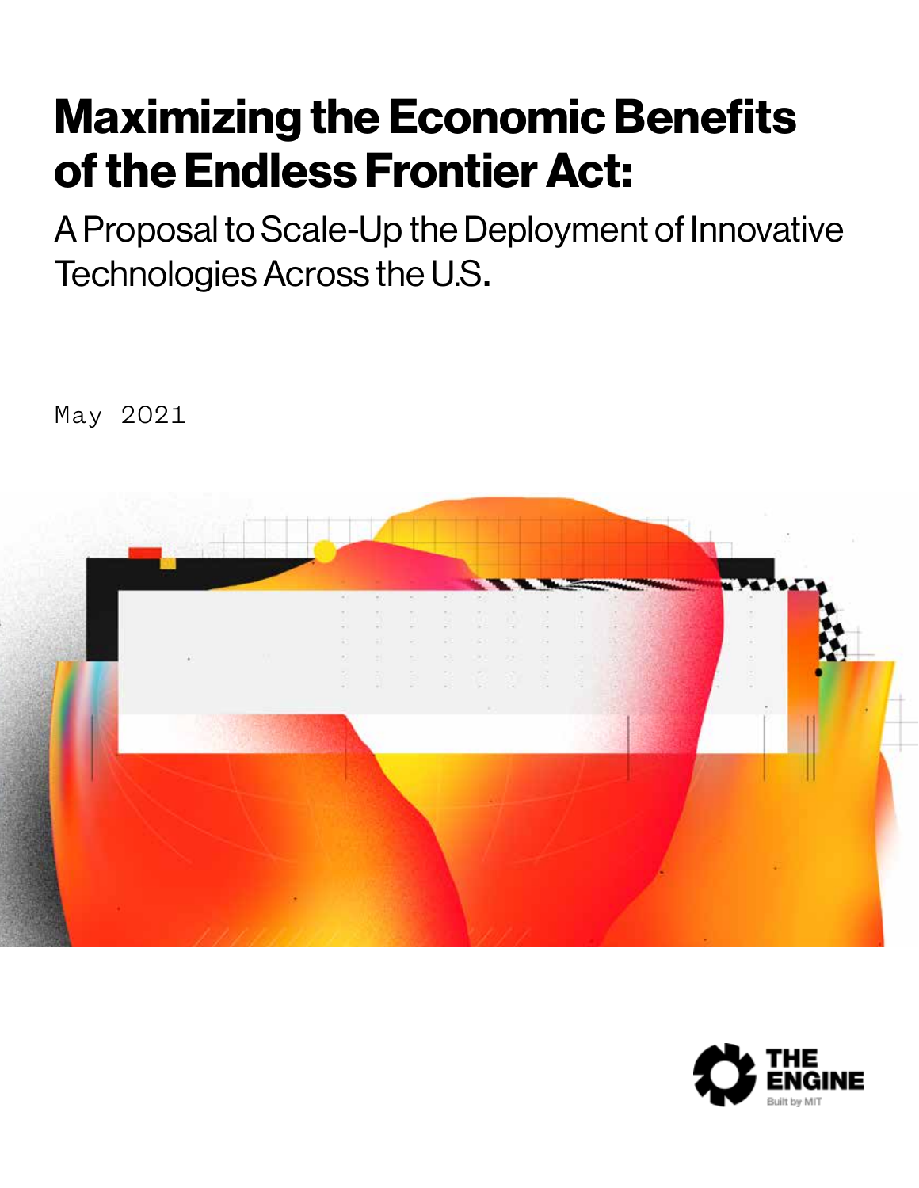# Maximizing the Economic Benefits of the Endless Frontier Act:

## A Proposal to Scale-Up the Deployment of Innovative Technologies Across the U.S.

May 2021

THE ENGINE
Built by MIT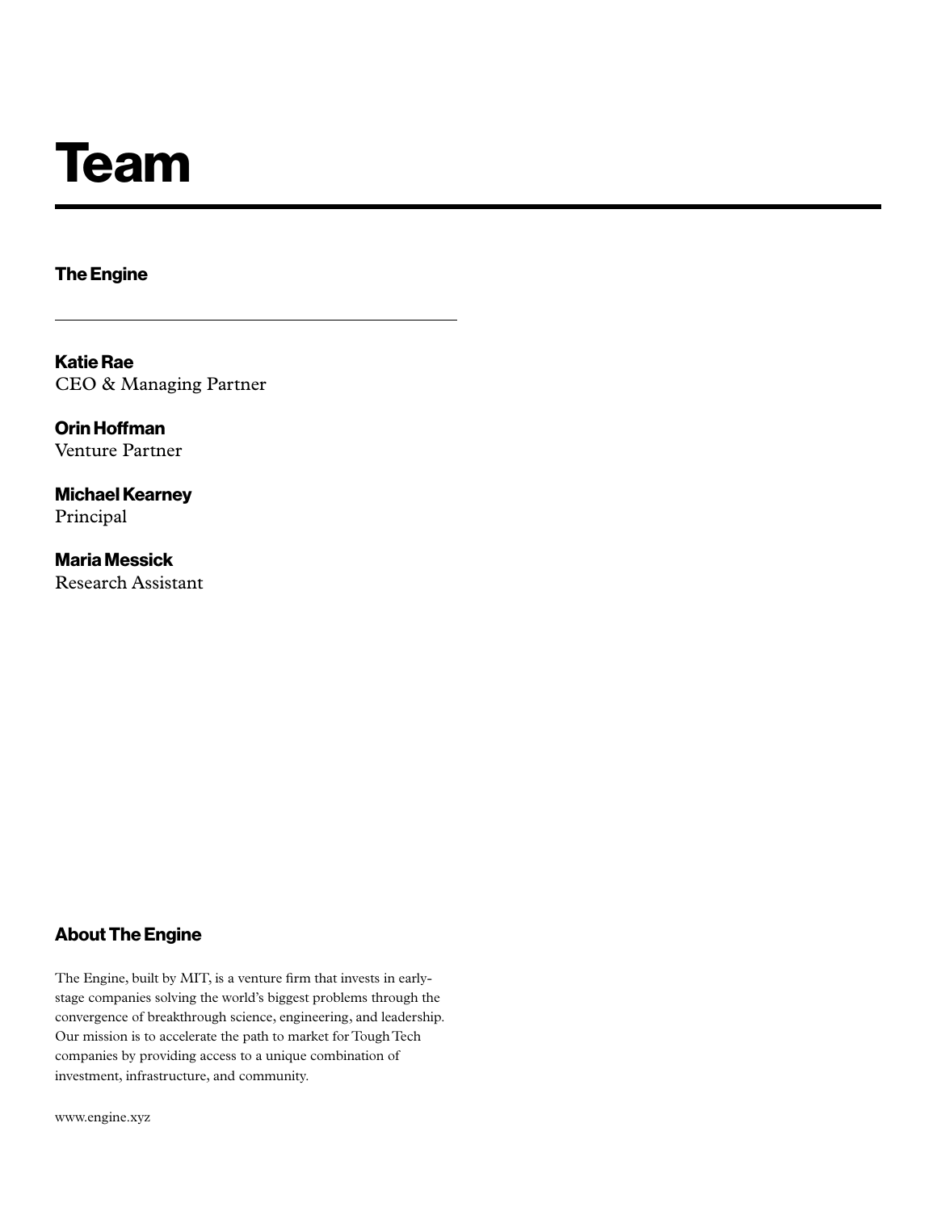# Team

## The Engine

---

**Katie Rae**
CEO & Managing Partner

**Orin Hoffman**
Venture Partner

**Michael Kearney**
Principal

**Maria Messick**
Research Assistant

## About The Engine

The Engine, built by MIT, is a venture firm that invests in early-stage companies solving the world's biggest problems through the convergence of breakthrough science, engineering, and leadership. Our mission is to accelerate the path to market for Tough Tech companies by providing access to a unique combination of investment, infrastructure, and community.

www.engine.xyz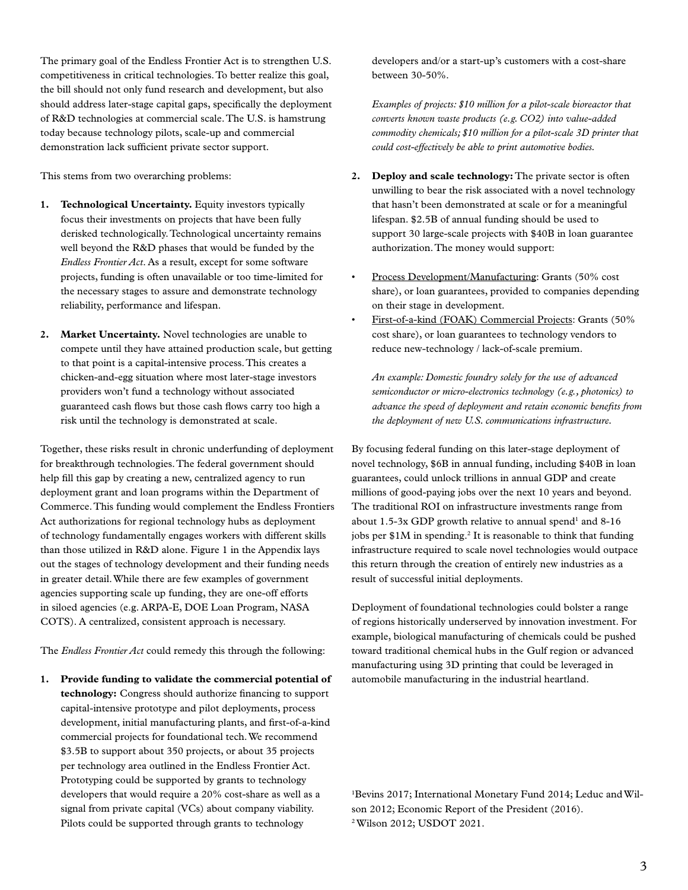The primary goal of the Endless Frontier Act is to strengthen U.S. competitiveness in critical technologies. To better realize this goal, the bill should not only fund research and development, but also should address later-stage capital gaps, specifically the deployment of R&D technologies at commercial scale. The U.S. is hamstrung today because technology pilots, scale-up and commercial demonstration lack sufficient private sector support.

This stems from two overarching problems:

1. **Technological Uncertainty.** Equity investors typically focus their investments on projects that have been fully derisked technologically. Technological uncertainty remains well beyond the R&D phases that would be funded by the *Endless Frontier Act*. As a result, except for some software projects, funding is often unavailable or too time-limited for the necessary stages to assure and demonstrate technology reliability, performance and lifespan.

2. **Market Uncertainty.** Novel technologies are unable to compete until they have attained production scale, but getting to that point is a capital-intensive process. This creates a chicken-and-egg situation where most later-stage investors providers won't fund a technology without associated guaranteed cash flows but those cash flows carry too high a risk until the technology is demonstrated at scale.

Together, these risks result in chronic underfunding of deployment for breakthrough technologies. The federal government should help fill this gap by creating a new, centralized agency to run deployment grant and loan programs within the Department of Commerce. This funding would complement the Endless Frontiers Act authorizations for regional technology hubs as deployment of technology fundamentally engages workers with different skills than those utilized in R&D alone. Figure 1 in the Appendix lays out the stages of technology development and their funding needs in greater detail. While there are few examples of government agencies supporting scale up funding, they are one-off efforts in siloed agencies (e.g. ARPA-E, DOE Loan Program, NASA COTS). A centralized, consistent approach is necessary.

The *Endless Frontier Act* could remedy this through the following:

1. **Provide funding to validate the commercial potential of technology:** Congress should authorize financing to support capital-intensive prototype and pilot deployments, process development, initial manufacturing plants, and first-of-a-kind commercial projects for foundational tech. We recommend $3.5B to support about 350 projects, or about 35 projects per technology area outlined in the Endless Frontier Act. Prototyping could be supported by grants to technology developers that would require a 20% cost-share as well as a signal from private capital (VCs) about company viability. Pilots could be supported through grants to technology developers and/or a start-up's customers with a cost-share between 30-50%.

   *Examples of projects: $10 million for a pilot-scale bioreactor that converts known waste products (e.g. CO2) into value-added commodity chemicals; $10 million for a pilot-scale 3D printer that could cost-effectively be able to print automotive bodies.*

2. **Deploy and scale technology:** The private sector is often unwilling to bear the risk associated with a novel technology that hasn't been demonstrated at scale or for a meaningful lifespan. $2.5B of annual funding should be used to support 30 large-scale projects with $40B in loan guarantee authorization. The money would support:

- Process Development/Manufacturing: Grants (50% cost share), or loan guarantees, provided to companies depending on their stage in development.
- First-of-a-kind (FOAK) Commercial Projects: Grants (50% cost share), or loan guarantees to technology vendors to reduce new-technology / lack-of-scale premium.

   *An example: Domestic foundry solely for the use of advanced semiconductor or micro-electronics technology (e.g., photonics) to advance the speed of deployment and retain economic benefits from the deployment of new U.S. communications infrastructure.*

By focusing federal funding on this later-stage deployment of novel technology, $6B in annual funding, including $40B in loan guarantees, could unlock trillions in annual GDP and create millions of good-paying jobs over the next 10 years and beyond. The traditional ROI on infrastructure investments range from about 1.5-3x GDP growth relative to annual spend[1] and 8-16 jobs per $1M in spending.[2] It is reasonable to think that funding infrastructure required to scale novel technologies would outpace this return through the creation of entirely new industries as a result of successful initial deployments.

Deployment of foundational technologies could bolster a range of regions historically underserved by innovation investment. For example, biological manufacturing of chemicals could be pushed toward traditional chemical hubs in the Gulf region or advanced manufacturing using 3D printing that could be leveraged in automobile manufacturing in the industrial heartland.

[1] Bevins 2017; International Monetary Fund 2014; Leduc and Wilson 2012; Economic Report of the President (2016).
[2] Wilson 2012; USDOT 2021.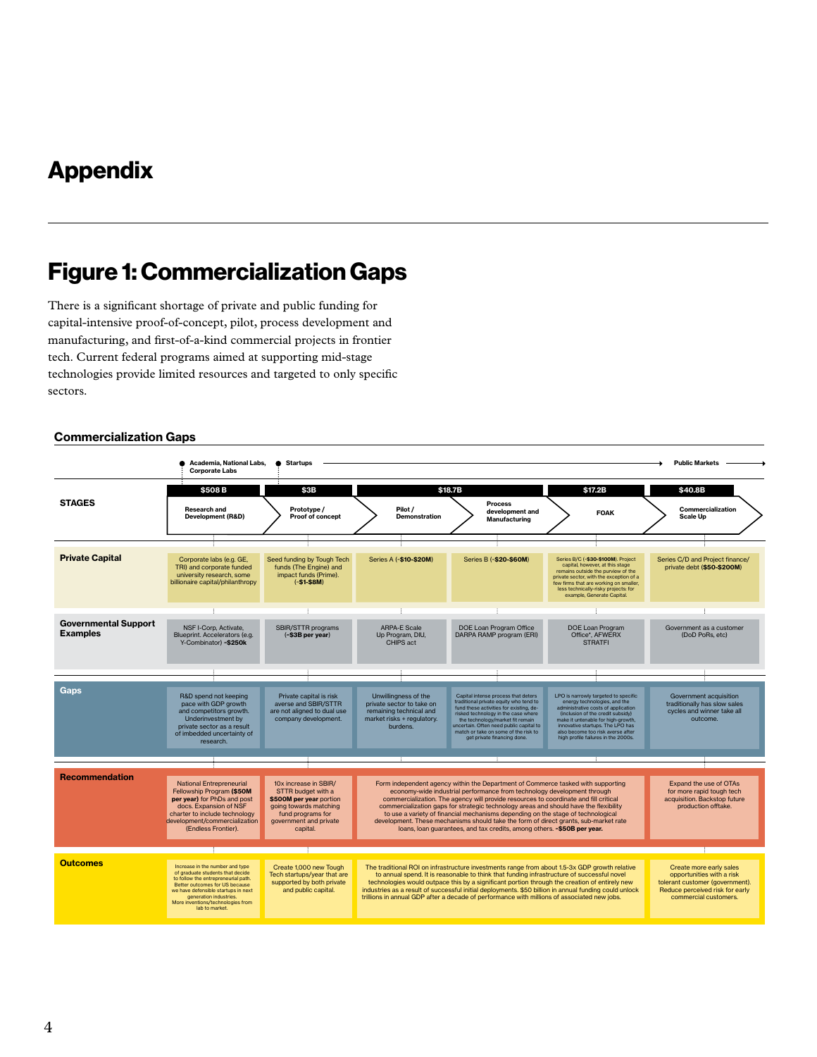# Appendix

## Figure 1: Commercialization Gaps

There is a significant shortage of private and public funding for capital-intensive proof-of-concept, pilot, process development and manufacturing, and first-of-a-kind commercial projects in frontier tech. Current federal programs aimed at supporting mid-stage technologies provide limited resources and targeted to only specific sectors.

### Commercialization Gaps

Academia, National Labs, Corporate Labs → Startups → Public Markets

| | $508 B | $3B | $18.7B | | $17.2B | $40.8B |
|---|---|---|---|---|---|---|
| **STAGES** | Research and Development (R&D) | Prototype / Proof of concept | Pilot / Demonstration | Process development and Manufacturing | FOAK | Commercialization Scale Up |
| **Private Capital** | Corporate labs (e.g. GE, TRI) and corporate funded university research, some billionaire capital/philanthropy | Seed funding by Tough Tech funds (The Engine) and impact funds (Prime). (~$1-$8M) | Series A (~**$10-$20M**) | Series B (~**$20-$60M**) | Series B/C (~**$30-$100M**). Project capital, however, at this stage remains outside the purview of the private sector, with the exception of a few firms that are working on smaller, less technically-risky projects: for example, Generate Capital. | Series C/D and Project finance/ private debt (**$50-$200M**) |
| **Governmental Support Examples** | NSF I-Corp, Activate, Blueprint. Accelerators (e.g. Y-Combinator) ~**$250k** | SBIR/STTR programs (~**$3B per year**) | ARPA-E Scale Up Program, DIU, CHIPS act | DOE Loan Program Office DARPA RAMP program (ERI) | DOE Loan Program Office*, AFWERX STRATFI | Government as a customer (DoD PoRs, etc) |
| **Gaps** | R&D spend not keeping pace with GDP growth and competitors growth. Underinvestment by private sector as a result of imbedded uncertainty of research. | Private capital is risk averse and SBIR/STTR are not aligned to dual use company development. | Unwillingness of the private sector to take on remaining technical and market risks + regulatory burdens. | Capital intense process that deters traditional private equity who tend to fund these activities for existing, de-risked technology in the case where the technology/market fit remain uncertain. Often need public capital to match or take on some of the risk to get private financing done. | LPO is narrowly targeted to specific energy technologies, and the administrative costs of application (inclusion of the credit subsidy) make it untenable for high-growth, innovative startups. The LPO has also become too risk averse after high profile failures in the 2000s. | Government acquisition traditionally has slow sales cycles and winner take all outcome. |
| **Recommendation** | National Entrepreneurial Fellowship Program (**$50M per year**) for PhDs and post docs. Expansion of NSF charter to include technology development/commercialization (Endless Frontier). | 10x increase in SBIR/ STTR budget with a **$500M per year** portion going towards matching fund programs for government and private capital. | Form independent agency within the Department of Commerce tasked with supporting economy-wide industrial performance from technology development through commercialization. The agency will provide resources to coordinate and fill critical commercialization gaps for strategic technology areas and should have the flexibility to use a variety of financial mechanisms depending on the stage of technological development. These mechanisms should take the form of direct grants, sub-market rate loans, loan guarantees, and tax credits, among others. ~**$50B per year.** | | | Expand the use of OTAs for more rapid tough tech acquisition. Backstop future production offtake. |
| **Outcomes** | Increase in the number and type of graduate students that decide to follow the entrepreneurial path. Better outcomes for US because we have defensible startups in next generation industries. More inventions/technologies from lab to market. | Create 1,000 new Tough Tech startups/year that are supported by both private and public capital. | The traditional ROI on infrastructure investments range from about 1.5-3x GDP growth relative to annual spend. It is reasonable to think that funding infrastructure of successful novel technologies would outpace this by a significant portion through the creation of entirely new industries as a result of successful initial deployments. $50 billion in annual funding could unlock trillions in annual GDP after a decade of performance with millions of associated new jobs. | | | Create more early sales opportunities with a risk tolerant customer (government). Reduce perceived risk for early commercial customers. |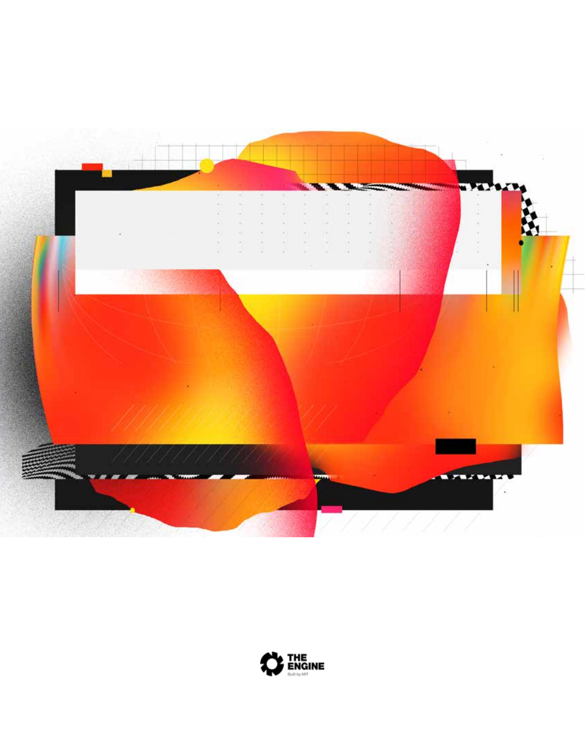THE ENGINE

Built by MIT